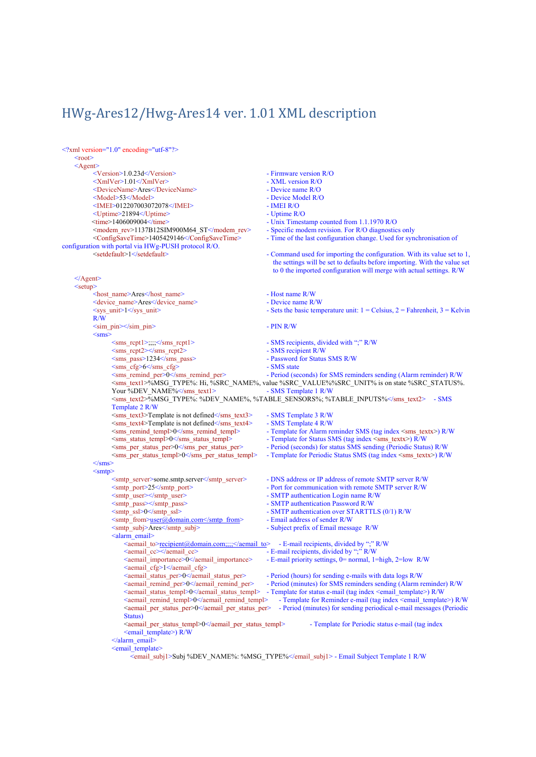# HWg-Ares12/Hwg-Ares14 ver. 1.01 XML description

```
<?xml version="1.0" encoding="utf-8"?>
    <root>
    <Agent>
        <Version>1.0.23d</Version>                          - Firmware version R/O
        <XmlVer>1.01</XmlVer>                               - XML version R/O
        <DeviceName>Ares</DeviceName>                       - Device name R/O
        <Model>53</Model>                                   - Device Model R/O
        <IMEI>012207003072078</IMEI>                        - IMEI R/O
        <Uptime>21894</Uptime>                              - Uptime R/O
        <time>1406009004</time>                             - Unix Timestamp counted from 1.1.1970 R/O
        <modem_rev>1137B12SIM900M64_ST</modem_rev>          - Specific modem revision. For R/O diagnostics only
        <ConfigSaveTime>1405429146</ConfigSaveTime>         - Time of the last configuration change. Used for synchronisation of
configuration with portal via HWg-PUSH protocol R/O.
        <setdefault>1</setdefault>                          - Command used for importing the configuration. With its value set to 1,
                                                              the settings will be set to defaults before importing. With the value set
                                                              to 0 the imported configuration will merge with actual settings. R/W
    </Agent>
    <setup>
        <host_name>Ares</host_name>                         - Host name R/W
        <device_name>Ares</device_name>                     - Device name R/W
        <sys_unit>1</sys_unit>                              - Sets the basic temperature unit: 1 = Celsius, 2 = Fahrenheit, 3 = Kelvin
        R/W
        <sim_pin></sim_pin>                                 - PIN R/W
        <sms>
            <sms_rcpt1>;;;;</sms_rcpt1>                     - SMS recipients, divided with ";" R/W
            <sms_rcpt2></sms_rcpt2>                         - SMS recipient R/W
            <sms_pass>1234</sms_pass>                       - Password for Status SMS R/W
            <sms_cfg>6</sms_cfg>                            - SMS state
            <sms_remind_per>0</sms_remind_per>              - Period (seconds) for SMS reminders sending (Alarm reminder) R/W
            <sms_text1>%MSG_TYPE%: Hi, %SRC_NAME%, value %SRC_VALUE%%SRC_UNIT% is on state %SRC_STATUS%.
            Your %DEV_NAME%</sms_text1>                     - SMS Template 1 R/W
            <sms_text2>%MSG_TYPE%: %DEV_NAME%, %TABLE_SENSORS%; %TABLE_INPUTS%</sms_text2>    - SMS
            Template 2 R/W
            <sms_text3>Template is not defined</sms_text3>  - SMS Template 3 R/W
            <sms_text4>Template is not defined</sms_text4>  - SMS Template 4 R/W
            <sms_remind_templ>0</sms_remind_templ>          - Template for Alarm reminder SMS (tag index <sms_textx>) R/W
            <sms_status_templ>0</sms_status_templ>          - Template for Status SMS (tag index <sms_textx>) R/W
            <sms_per_status_per>0</sms_per_status_per>      - Period (seconds) for status SMS sending (Periodic Status) R/W
            <sms_per_status_templ>0</sms_per_status_templ>  - Template for Periodic Status SMS (tag index <sms_textx>) R/W
        </sms>
        <smtp>
            <smtp_server>some.smtp.server</smtp_server>     - DNS address or IP address of remote SMTP server R/W
            <smtp_port>25</smtp_port>                       - Port for communication with remote SMTP server R/W
            <smtp_user></smtp_user>                         - SMTP authentication Login name R/W
            <smtp_pass></smtp_pass>                         - SMTP authentication Password R/W
            <smtp_ssl>0</smtp_ssl>                          - SMTP authentication over STARTTLS (0/1) R/W
            <smtp_from>user@domain.com</smtp_from>          - Email address of sender R/W
            <smtp_subj>Ares</smtp_subj>                     - Subject prefix of Email message R/W
            <alarm_email>
                <aemail_to>recipient@domain.com;;;;</aemail_to>    - E-mail recipients, divided by ";" R/W
                <aemail_cc></aemail_cc>                             - E-mail recipients, divided by ";" R/W
                <aemail_importance>0</aemail_importance>            - E-mail priority settings, 0= normal, 1=high, 2=low R/W
                <aemail_cfg>1</aemail_cfg>
                <aemail_status_per>0</aemail_status_per>            - Period (hours) for sending e-mails with data logs R/W
                <aemail_remind_per>0</aemail_remind_per>            - Period (minutes) for SMS reminders sending (Alarm reminder) R/W
                <aemail_status_templ>0</aemail_status_templ>        - Template for status e-mail (tag index <email_template>) R/W
                <aemail_remind_templ>0</aemail_remind_templ>        - Template for Reminder e-mail (tag index <email_template>) R/W
                <aemail_per_status_per>0</aemail_per_status_per>    - Period (minutes) for sending periodical e-mail messages (Periodic
                Status)
                <aemail_per_status_templ>0</aemail_per_status_templ>        - Template for Periodic status e-mail (tag index
                <email_template>) R/W
            </alarm_email>
            <email_template>
                <email_subj1>Subj %DEV_NAME%: %MSG_TYPE%</email_subj1> - Email Subject Template 1 R/W
```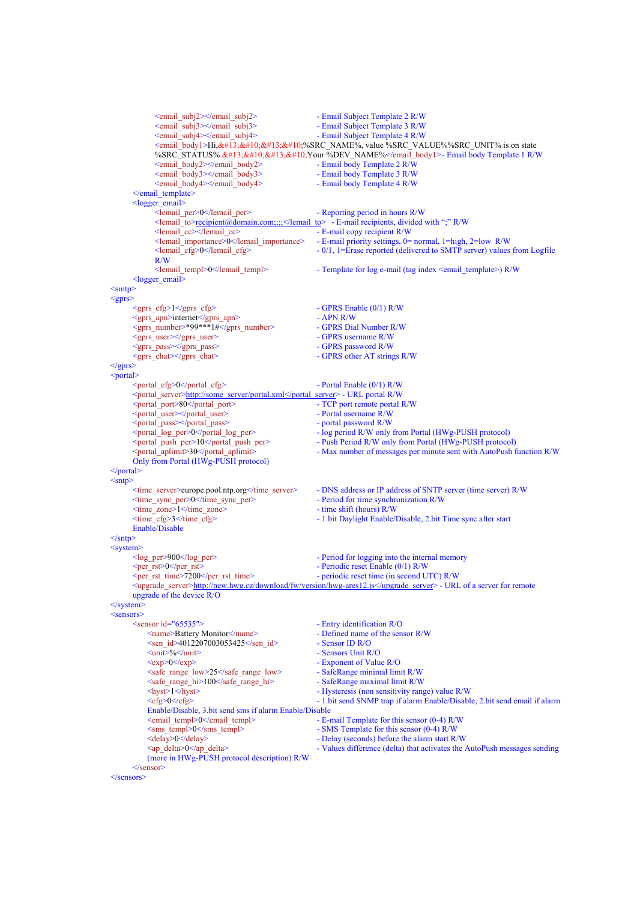```
            <email_subj2></email_subj2>                        - Email Subject Template 2 R/W
            <email_subj3></email_subj3>                        - Email Subject Template 3 R/W
            <email_subj4></email_subj4>                        - Email Subject Template 4 R/W
            <email_body1>Hi,&#13;&#10;&#13;&#10;%SRC_NAME%, value %SRC_VALUE%%SRC_UNIT% is on state
            %SRC_STATUS%.&#13;&#10;&#13;&#10;Your %DEV_NAME%</email_body1>- Email body Template 1 R/W
            <email_body2></email_body2>                        - Email body Template 2 R/W
            <email_body3></email_body3>                        - Email body Template 3 R/W
            <email_body4></email_body4>                        - Email body Template 4 R/W
        </email_template>
        <logger_email>
            <lemail_per>0</lemail_per>                         - Reporting period in hours R/W
            <lemail_to>recipient@domain.com;;;;</lemail_to>  - E-mail recipients, divided with ";" R/W
            <lemail_cc></lemail_cc>                            - E-mail copy recipient R/W
            <lemail_importance>0</lemail_importance>           - E-mail priority settings, 0= normal, 1=high, 2=low  R/W
            <lemail_cfg>0</lemail_cfg>                         - 0/1, 1=Erase reported (delivered to SMTP server) values from Logfile
            R/W
            <lemail_templ>0</lemail_templ>                     - Template for log e-mail (tag index <email_template>) R/W
        <logger_email>
    <smtp>
    <gprs>
        <gprs_cfg>1</gprs_cfg>                                 - GPRS Enable (0/1) R/W
        <gprs_apn>internet</gprs_apn>                          - APN R/W
        <gprs_number>*99***1#</gprs_number>                    - GPRS Dial Number R/W
        <gprs_user></gprs_user>                                - GPRS username R/W
        <gprs_pass></gprs_pass>                                - GPRS password R/W
        <gprs_chat></gprs_chat>                                - GPRS other AT strings R/W
    </gprs>
    <portal>
        <portal_cfg>0</portal_cfg>                             - Portal Enable (0/1) R/W
        <portal_server>http://some_server/portal.xml</portal_server> - URL portal R/W
        <portal_port>80</portal_port>                          - TCP port remote portal R/W
        <portal_user></portal_user>                            - Portal username R/W
        <portal_pass></portal_pass>                            - portal password R/W
        <portal_log_per>0</portal_log_per>                     - log period R/W only from Portal (HWg-PUSH protocol)
        <portal_push_per>10</portal_push_per>                  - Push Period R/W only from Portal (HWg-PUSH protocol)
        <portal_aplimit>30</portal_aplimit>                    - Max number of messages per minute sent with AutoPush function R/W
        Only from Portal (HWg-PUSH protocol)
    </portal>
    <sntp>
        <time_server>europe.pool.ntp.org</time_server>         - DNS address or IP address of SNTP server (time server) R/W
        <time_sync_per>0</time_sync_per>                       - Period for time synchronization R/W
        <time_zone>1</time_zone>                               - time shift (hours) R/W
        <time_cfg>3</time_cfg>                                 - 1.bit Daylight Enable/Disable, 2.bit Time sync after start
        Enable/Disable
    </sntp>
    <system>
        <log_per>900</log_per>                                 - Period for logging into the internal memory
        <per_rst>0</per_rst>                                   - Periodic reset Enable (0/1) R/W
        <per_rst_time>7200</per_rst_time>                      - periodic reset time (in second UTC) R/W
        <upgrade_server>http://new.hwg.cz/download/fw/version/hwg-ares12.js</upgrade_server> - URL of a server for remote
        upgrade of the device R/O
    </system>
    <sensors>
        <sensor id="65535">                                    - Entry identification R/O
            <name>Battery Monitor</name>                       - Defined name of the sensor R/W
            <sen_id>4012207003053425</sen_id>                  - Sensor ID R/O
            <unit>%</unit>                                     - Sensors Unit R/O
            <exp>0</exp>                                       - Exponent of Value R/O
            <safe_range_low>25</safe_range_low>                - SafeRange minimal limit R/W
            <safe_range_hi>100</safe_range_hi>                 - SafeRange maximal limit R/W
            <hyst>1</hyst>                                     - Hysteresis (non sensitivity range) value R/W
            <cfg>0</cfg>                                       - 1.bit send SNMP trap if alarm Enable/Disable, 2.bit send email if alarm
            Enable/Disable, 3.bit send sms if alarm Enable/Disable
            <email_templ>0</email_templ>                       - E-mail Template for this sensor (0-4) R/W
            <sms_templ>0</sms_templ>                           - SMS Template for this sensor (0-4) R/W
            <delay>0</delay>                                   - Delay (seconds) before the alarm start R/W
            <ap_delta>0</ap_delta>                             - Values difference (delta) that activates the AutoPush messages sending
            (more in HWg-PUSH protocol description) R/W
        </sensor>
    </sensors>
```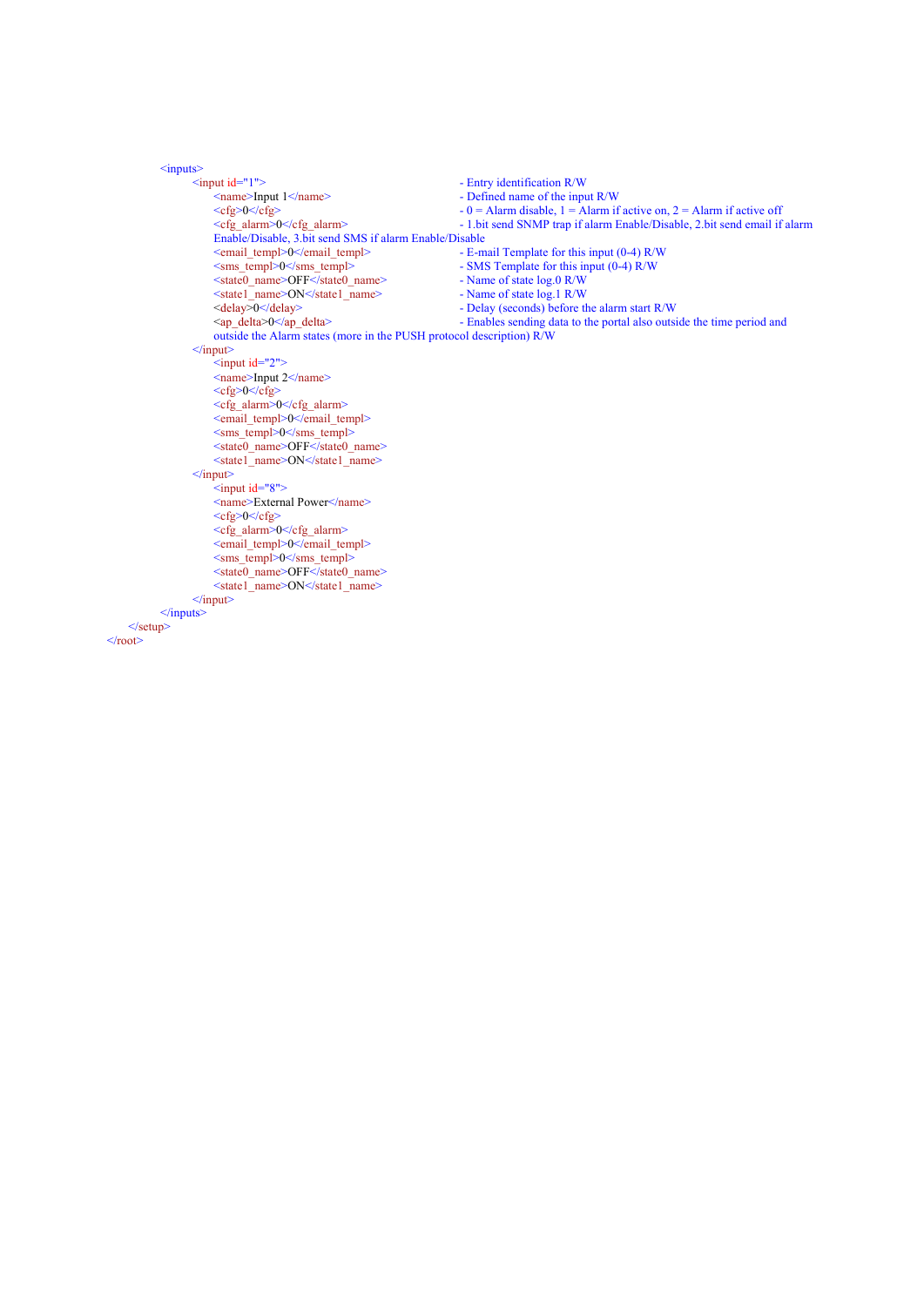```
        <inputs>
            <input id="1">                                  - Entry identification R/W
                <name>Input 1</name>                        - Defined name of the input R/W
                <cfg>0</cfg>                                - 0 = Alarm disable, 1 = Alarm if active on, 2 = Alarm if active off
                <cfg_alarm>0</cfg_alarm>                    - 1.bit send SNMP trap if alarm Enable/Disable, 2.bit send email if alarm
                Enable/Disable, 3.bit send SMS if alarm Enable/Disable
                <email_templ>0</email_templ>                - E-mail Template for this input (0-4) R/W
                <sms_templ>0</sms_templ>                    - SMS Template for this input (0-4) R/W
                <state0_name>OFF</state0_name>              - Name of state log.0 R/W
                <state1_name>ON</state1_name>               - Name of state log.1 R/W
                <delay>0</delay>                            - Delay (seconds) before the alarm start R/W
                <ap_delta>0</ap_delta>                      - Enables sending data to the portal also outside the time period and
                outside the Alarm states (more in the PUSH protocol description) R/W
            </input>
                <input id="2">
                <name>Input 2</name>
                <cfg>0</cfg>
                <cfg_alarm>0</cfg_alarm>
                <email_templ>0</email_templ>
                <sms_templ>0</sms_templ>
                <state0_name>OFF</state0_name>
                <state1_name>ON</state1_name>
            </input>
                <input id="8">
                <name>External Power</name>
                <cfg>0</cfg>
                <cfg_alarm>0</cfg_alarm>
                <email_templ>0</email_templ>
                <sms_templ>0</sms_templ>
                <state0_name>OFF</state0_name>
                <state1_name>ON</state1_name>
            </input>
        </inputs>
    </setup>
</root>
```